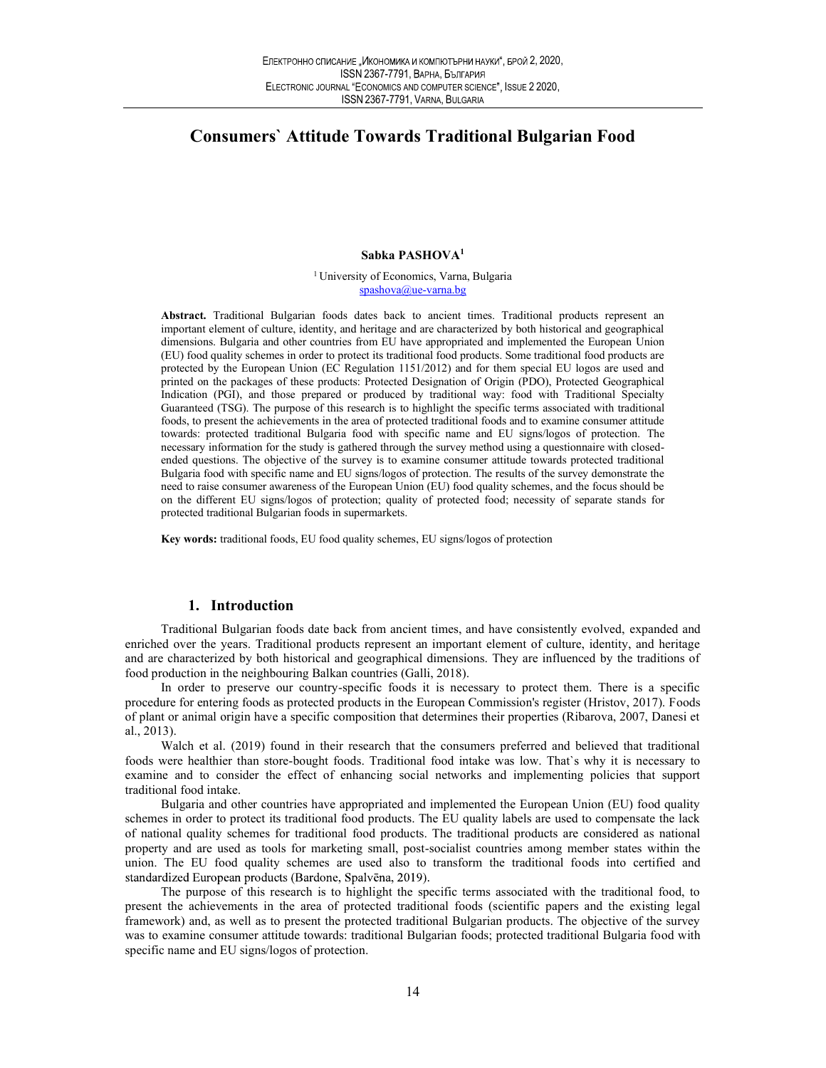# Consumers` Attitude Towards Traditional Bulgarian Food

**Sabka PASHOVA**[1]

[1] University of Economics, Varna, Bulgaria
spashova@ue-varna.bg

**Abstract.** Traditional Bulgarian foods dates back to ancient times. Traditional products represent an important element of culture, identity, and heritage and are characterized by both historical and geographical dimensions. Bulgaria and other countries from EU have appropriated and implemented the European Union (EU) food quality schemes in order to protect its traditional food products. Some traditional food products are protected by the European Union (EC Regulation 1151/2012) and for them special EU logos are used and printed on the packages of these products: Protected Designation of Origin (PDO), Protected Geographical Indication (PGI), and those prepared or produced by traditional way: food with Traditional Specialty Guaranteed (TSG). The purpose of this research is to highlight the specific terms associated with traditional foods, to present the achievements in the area of protected traditional foods and to examine consumer attitude towards: protected traditional Bulgaria food with specific name and EU signs/logos of protection. The necessary information for the study is gathered through the survey method using a questionnaire with closed-ended questions. The objective of the survey is to examine consumer attitude towards protected traditional Bulgaria food with specific name and EU signs/logos of protection. The results of the survey demonstrate the need to raise consumer awareness of the European Union (EU) food quality schemes, and the focus should be on the different EU signs/logos of protection; quality of protected food; necessity of separate stands for protected traditional Bulgarian foods in supermarkets.

**Key words:** traditional foods, EU food quality schemes, EU signs/logos of protection

## 1. Introduction

Traditional Bulgarian foods date back from ancient times, and have consistently evolved, expanded and enriched over the years. Traditional products represent an important element of culture, identity, and heritage and are characterized by both historical and geographical dimensions. They are influenced by the traditions of food production in the neighbouring Balkan countries (Galli, 2018).

In order to preserve our country-specific foods it is necessary to protect them. There is a specific procedure for entering foods as protected products in the European Commission's register (Hristov, 2017). Foods of plant or animal origin have a specific composition that determines their properties (Ribarova, 2007, Danesi et al., 2013).

Walch et al. (2019) found in their research that the consumers preferred and believed that traditional foods were healthier than store-bought foods. Traditional food intake was low. That`s why it is necessary to examine and to consider the effect of enhancing social networks and implementing policies that support traditional food intake.

Bulgaria and other countries have appropriated and implemented the European Union (EU) food quality schemes in order to protect its traditional food products. The EU quality labels are used to compensate the lack of national quality schemes for traditional food products. The traditional products are considered as national property and are used as tools for marketing small, post-socialist countries among member states within the union. The EU food quality schemes are used also to transform the traditional foods into certified and standardized European products (Bardone, Spalvēna, 2019).

The purpose of this research is to highlight the specific terms associated with the traditional food, to present the achievements in the area of protected traditional foods (scientific papers and the existing legal framework) and, as well as to present the protected traditional Bulgarian products. The objective of the survey was to examine consumer attitude towards: traditional Bulgarian foods; protected traditional Bulgaria food with specific name and EU signs/logos of protection.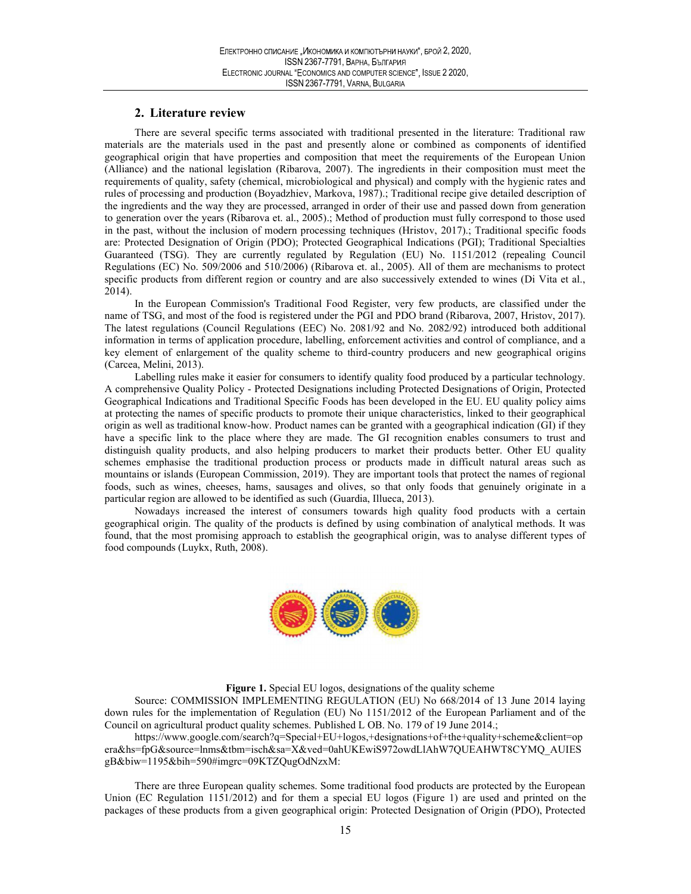## 2. Literature review

There are several specific terms associated with traditional presented in the literature: Traditional raw materials are the materials used in the past and presently alone or combined as components of identified geographical origin that have properties and composition that meet the requirements of the European Union (Alliance) and the national legislation (Ribarova, 2007). The ingredients in their composition must meet the requirements of quality, safety (chemical, microbiological and physical) and comply with the hygienic rates and rules of processing and production (Boyadzhiev, Markova, 1987).; Traditional recipe give detailed description of the ingredients and the way they are processed, arranged in order of their use and passed down from generation to generation over the years (Ribarova et. al., 2005).; Method of production must fully correspond to those used in the past, without the inclusion of modern processing techniques (Hristov, 2017).; Traditional specific foods are: Protected Designation of Origin (PDO); Protected Geographical Indications (PGI); Traditional Specialties Guaranteed (TSG). They are currently regulated by Regulation (EU) No. 1151/2012 (repealing Council Regulations (EC) No. 509/2006 and 510/2006) (Ribarova et. al., 2005). All of them are mechanisms to protect specific products from different region or country and are also successively extended to wines (Di Vita et al., 2014).

In the European Commission's Traditional Food Register, very few products, are classified under the name of TSG, and most of the food is registered under the PGI and PDO brand (Ribarova, 2007, Hristov, 2017). The latest regulations (Council Regulations (EEC) No. 2081/92 and No. 2082/92) introduced both additional information in terms of application procedure, labelling, enforcement activities and control of compliance, and a key element of enlargement of the quality scheme to third-country producers and new geographical origins (Carcea, Melini, 2013).

Labelling rules make it easier for consumers to identify quality food produced by a particular technology. A comprehensive Quality Policy - Protected Designations including Protected Designations of Origin, Protected Geographical Indications and Traditional Specific Foods has been developed in the EU. EU quality policy aims at protecting the names of specific products to promote their unique characteristics, linked to their geographical origin as well as traditional know-how. Product names can be granted with a geographical indication (GI) if they have a specific link to the place where they are made. The GI recognition enables consumers to trust and distinguish quality products, and also helping producers to market their products better. Other EU quality schemes emphasise the traditional production process or products made in difficult natural areas such as mountains or islands (European Commission, 2019). They are important tools that protect the names of regional foods, such as wines, cheeses, hams, sausages and olives, so that only foods that genuinely originate in a particular region are allowed to be identified as such (Guardia, Illueca, 2013).

Nowadays increased the interest of consumers towards high quality food products with a certain geographical origin. The quality of the products is defined by using combination of analytical methods. It was found, that the most promising approach to establish the geographical origin, was to analyse different types of food compounds (Luykx, Ruth, 2008).

**Figure 1.** Special EU logos, designations of the quality scheme

Source: COMMISSION IMPLEMENTING REGULATION (EU) No 668/2014 of 13 June 2014 laying down rules for the implementation of Regulation (EU) No 1151/2012 of the European Parliament and of the Council on agricultural product quality schemes. Published L OB. No. 179 of 19 June 2014.;

https://www.google.com/search?q=Special+EU+logos,+designations+of+the+quality+scheme&client=opera&hs=fpG&source=lnms&tbm=isch&sa=X&ved=0ahUKEwiS972owdLlAhW7QUEAHWT8CYMQ_AUIESgB&biw=1195&bih=590#imgrc=09KTZQugOdNzxM:

There are three European quality schemes. Some traditional food products are protected by the European Union (EC Regulation 1151/2012) and for them a special EU logos (Figure 1) are used and printed on the packages of these products from a given geographical origin: Protected Designation of Origin (PDO), Protected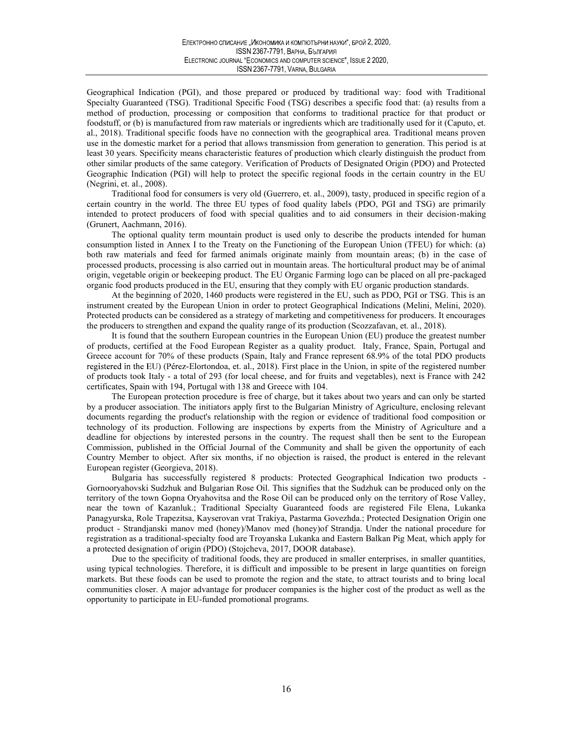Geographical Indication (PGI), and those prepared or produced by traditional way: food with Traditional Specialty Guaranteed (TSG). Traditional Specific Food (TSG) describes a specific food that: (a) results from a method of production, processing or composition that conforms to traditional practice for that product or foodstuff, or (b) is manufactured from raw materials or ingredients which are traditionally used for it (Caputo, et. al., 2018). Traditional specific foods have no connection with the geographical area. Traditional means proven use in the domestic market for a period that allows transmission from generation to generation. This period is at least 30 years. Specificity means characteristic features of production which clearly distinguish the product from other similar products of the same category. Verification of Products of Designated Origin (PDO) and Protected Geographic Indication (PGI) will help to protect the specific regional foods in the certain country in the EU (Negrini, et. al., 2008).

Traditional food for consumers is very old (Guerrero, et. al., 2009), tasty, produced in specific region of a certain country in the world. The three EU types of food quality labels (PDO, PGI and TSG) are primarily intended to protect producers of food with special qualities and to aid consumers in their decision-making (Grunert, Aachmann, 2016).

The optional quality term mountain product is used only to describe the products intended for human consumption listed in Annex I to the Treaty on the Functioning of the European Union (TFEU) for which: (a) both raw materials and feed for farmed animals originate mainly from mountain areas; (b) in the case of processed products, processing is also carried out in mountain areas. The horticultural product may be of animal origin, vegetable origin or beekeeping product. The EU Organic Farming logo can be placed on all pre-packaged organic food products produced in the EU, ensuring that they comply with EU organic production standards.

At the beginning of 2020, 1460 products were registered in the EU, such as PDO, PGI or TSG. This is an instrument created by the European Union in order to protect Geographical Indications (Melini, Melini, 2020). Protected products can be considered as a strategy of marketing and competitiveness for producers. It encourages the producers to strengthen and expand the quality range of its production (Scozzafavan, et. al., 2018).

It is found that the southern European countries in the European Union (EU) produce the greatest number of products, certified at the Food European Register as a quality product. Italy, France, Spain, Portugal and Greece account for 70% of these products (Spain, Italy and France represent 68.9% of the total PDO products registered in the EU) (Pérez-Elortondoa, et. al., 2018). First place in the Union, in spite of the registered number of products took Italy - a total of 293 (for local cheese, and for fruits and vegetables), next is France with 242 certificates, Spain with 194, Portugal with 138 and Greece with 104.

The European protection procedure is free of charge, but it takes about two years and can only be started by a producer association. The initiators apply first to the Bulgarian Ministry of Agriculture, enclosing relevant documents regarding the product's relationship with the region or evidence of traditional food composition or technology of its production. Following are inspections by experts from the Ministry of Agriculture and a deadline for objections by interested persons in the country. The request shall then be sent to the European Commission, published in the Official Journal of the Community and shall be given the opportunity of each Country Member to object. After six months, if no objection is raised, the product is entered in the relevant European register (Georgieva, 2018).

Bulgaria has successfully registered 8 products: Protected Geographical Indication two products - Gornooryahovski Sudzhuk and Bulgarian Rose Oil. This signifies that the Sudzhuk can be produced only on the territory of the town Gopna Oryahovitsa and the Rose Oil can be produced only on the territory of Rose Valley, near the town of Kazanluk.; Traditional Specialty Guaranteed foods are registered File Elena, Lukanka Panagyurska, Role Trapezitsa, Kayserovan vrat Trakiya, Pastarma Govezhda.; Protected Designation Origin one product - Strandjanski manov med (honey)/Manov med (honey)of Strandja. Under the national procedure for registration as a traditional-specialty food are Troyanska Lukanka and Eastern Balkan Pig Meat, which apply for a protected designation of origin (PDO) (Stojcheva, 2017, DOOR database).

Due to the specificity of traditional foods, they are produced in smaller enterprises, in smaller quantities, using typical technologies. Therefore, it is difficult and impossible to be present in large quantities on foreign markets. But these foods can be used to promote the region and the state, to attract tourists and to bring local communities closer. A major advantage for producer companies is the higher cost of the product as well as the opportunity to participate in EU-funded promotional programs.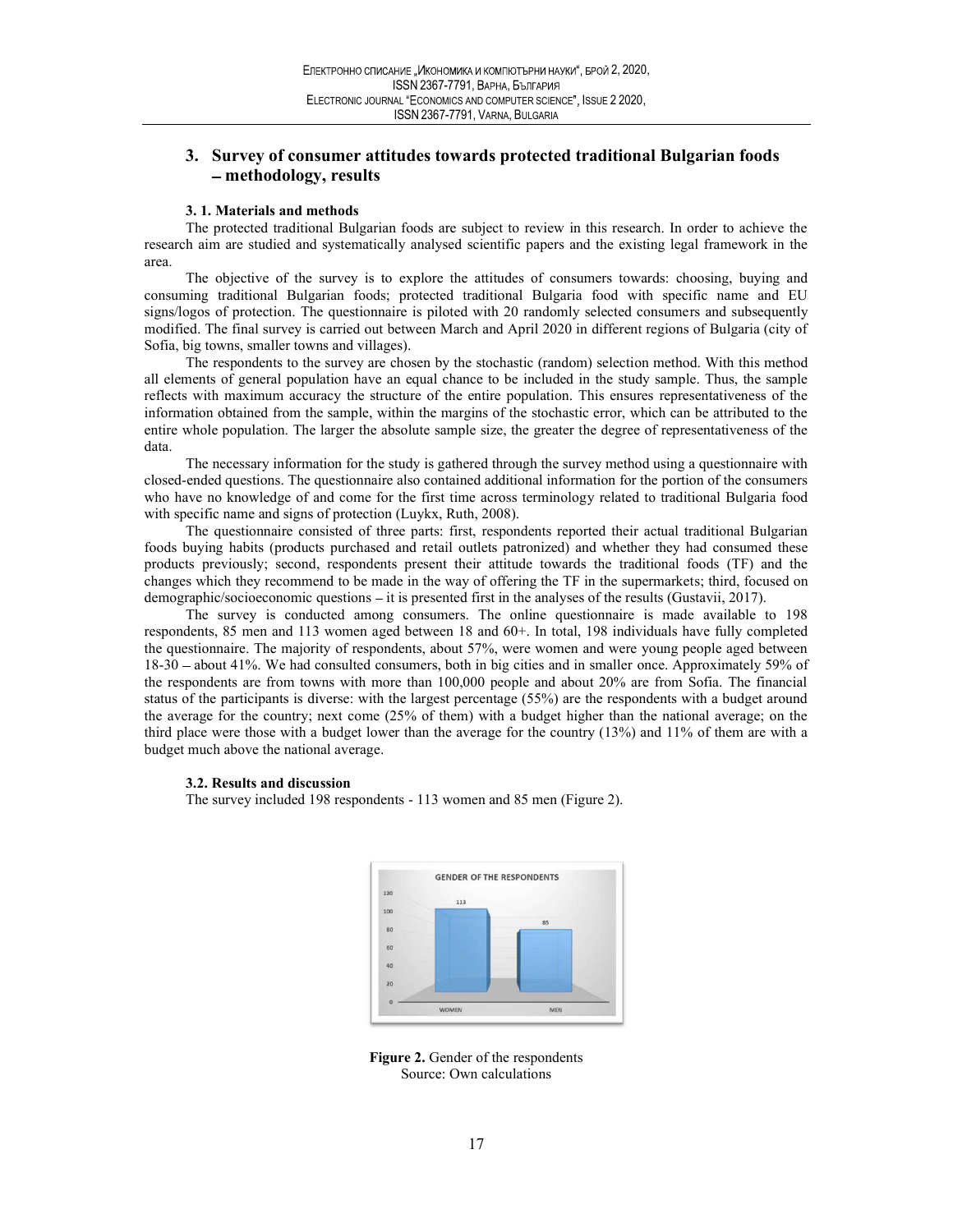## 3. Survey of consumer attitudes towards protected traditional Bulgarian foods – methodology, results

### 3. 1. Materials and methods

The protected traditional Bulgarian foods are subject to review in this research. In order to achieve the research aim are studied and systematically analysed scientific papers and the existing legal framework in the area.

The objective of the survey is to explore the attitudes of consumers towards: choosing, buying and consuming traditional Bulgarian foods; protected traditional Bulgaria food with specific name and EU signs/logos of protection. The questionnaire is piloted with 20 randomly selected consumers and subsequently modified. The final survey is carried out between March and April 2020 in different regions of Bulgaria (city of Sofia, big towns, smaller towns and villages).

The respondents to the survey are chosen by the stochastic (random) selection method. With this method all elements of general population have an equal chance to be included in the study sample. Thus, the sample reflects with maximum accuracy the structure of the entire population. This ensures representativeness of the information obtained from the sample, within the margins of the stochastic error, which can be attributed to the entire whole population. The larger the absolute sample size, the greater the degree of representativeness of the data.

The necessary information for the study is gathered through the survey method using a questionnaire with closed-ended questions. The questionnaire also contained additional information for the portion of the consumers who have no knowledge of and come for the first time across terminology related to traditional Bulgaria food with specific name and signs of protection (Luykx, Ruth, 2008).

The questionnaire consisted of three parts: first, respondents reported their actual traditional Bulgarian foods buying habits (products purchased and retail outlets patronized) and whether they had consumed these products previously; second, respondents present their attitude towards the traditional foods (TF) and the changes which they recommend to be made in the way of offering the TF in the supermarkets; third, focused on demographic/socioeconomic questions – it is presented first in the analyses of the results (Gustavii, 2017).

The survey is conducted among consumers. The online questionnaire is made available to 198 respondents, 85 men and 113 women aged between 18 and 60+. In total, 198 individuals have fully completed the questionnaire. The majority of respondents, about 57%, were women and were young people aged between 18-30 – about 41%. We had consulted consumers, both in big cities and in smaller once. Approximately 59% of the respondents are from towns with more than 100,000 people and about 20% are from Sofia. The financial status of the participants is diverse: with the largest percentage (55%) are the respondents with a budget around the average for the country; next come (25% of them) with a budget higher than the national average; on the third place were those with a budget lower than the average for the country (13%) and 11% of them are with a budget much above the national average.

### 3.2. Results and discussion

The survey included 198 respondents - 113 women and 85 men (Figure 2).

**Figure 2.** Gender of the respondents
Source: Own calculations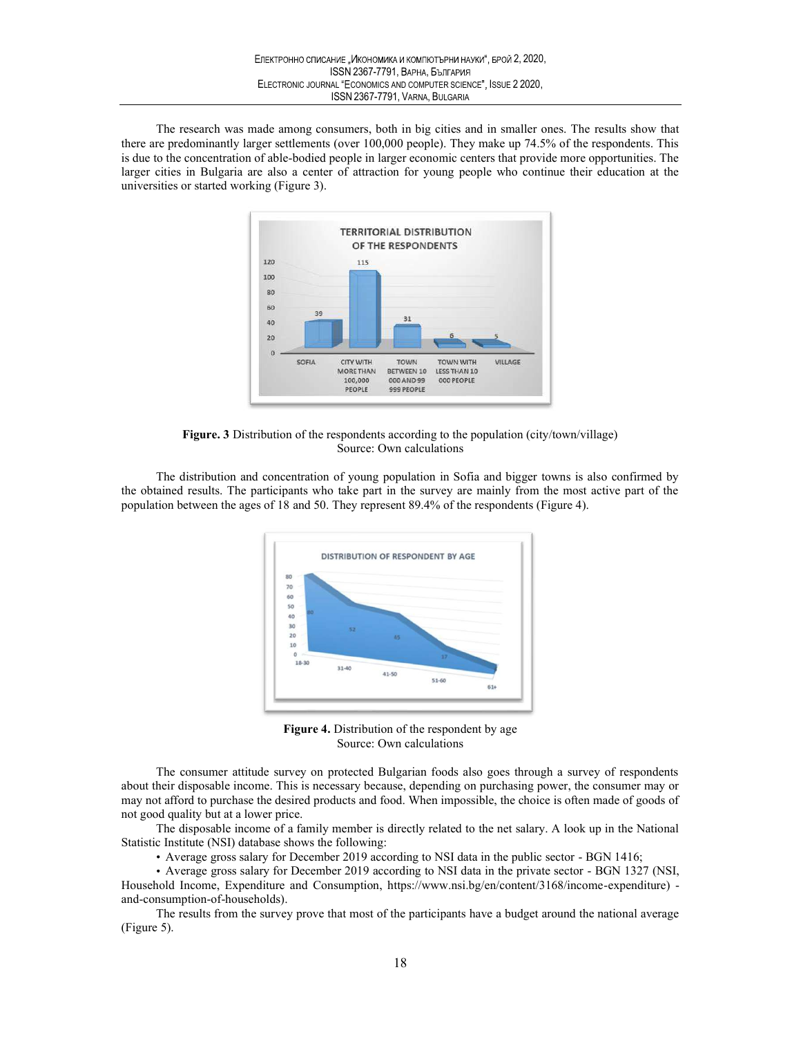The research was made among consumers, both in big cities and in smaller ones. The results show that there are predominantly larger settlements (over 100,000 people). They make up 74.5% of the respondents. This is due to the concentration of able-bodied people in larger economic centers that provide more opportunities. The larger cities in Bulgaria are also a center of attraction for young people who continue their education at the universities or started working (Figure 3).

**Figure. 3** Distribution of the respondents according to the population (city/town/village)
Source: Own calculations

The distribution and concentration of young population in Sofia and bigger towns is also confirmed by the obtained results. The participants who take part in the survey are mainly from the most active part of the population between the ages of 18 and 50. They represent 89.4% of the respondents (Figure 4).

**Figure 4.** Distribution of the respondent by age
Source: Own calculations

The consumer attitude survey on protected Bulgarian foods also goes through a survey of respondents about their disposable income. This is necessary because, depending on purchasing power, the consumer may or may not afford to purchase the desired products and food. When impossible, the choice is often made of goods of not good quality but at a lower price.

The disposable income of a family member is directly related to the net salary. A look up in the National Statistic Institute (NSI) database shows the following:

- Average gross salary for December 2019 according to NSI data in the public sector - BGN 1416;
- Average gross salary for December 2019 according to NSI data in the private sector - BGN 1327 (NSI, Household Income, Expenditure and Consumption, https://www.nsi.bg/en/content/3168/income-expenditure) - and-consumption-of-households).

The results from the survey prove that most of the participants have a budget around the national average (Figure 5).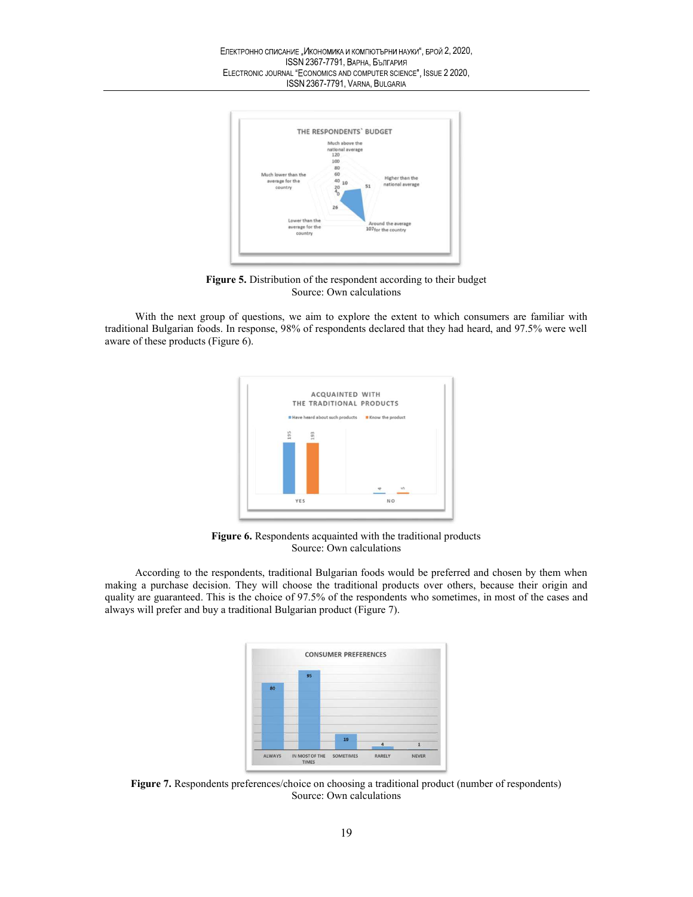**Figure 5.** Distribution of the respondent according to their budget
Source: Own calculations

With the next group of questions, we aim to explore the extent to which consumers are familiar with traditional Bulgarian foods. In response, 98% of respondents declared that they had heard, and 97.5% were well aware of these products (Figure 6).

**Figure 6.** Respondents acquainted with the traditional products
Source: Own calculations

According to the respondents, traditional Bulgarian foods would be preferred and chosen by them when making a purchase decision. They will choose the traditional products over others, because their origin and quality are guaranteed. This is the choice of 97.5% of the respondents who sometimes, in most of the cases and always will prefer and buy a traditional Bulgarian product (Figure 7).

**Figure 7.** Respondents preferences/choice on choosing a traditional product (number of respondents)
Source: Own calculations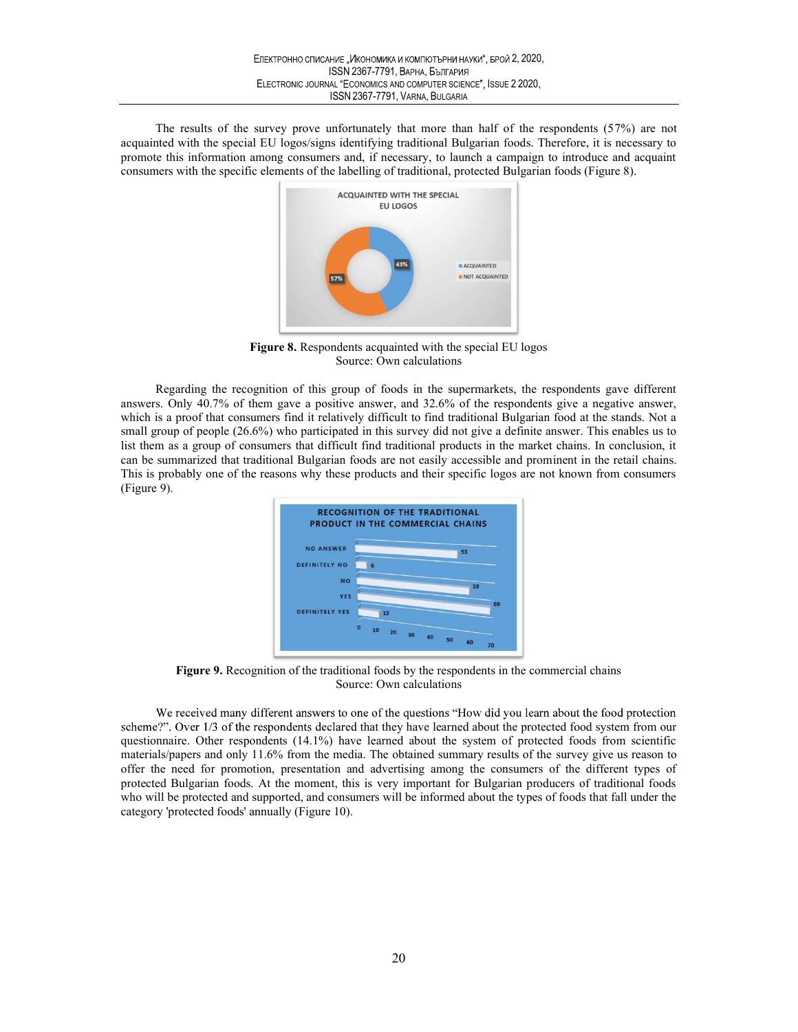The results of the survey prove unfortunately that more than half of the respondents (57%) are not acquainted with the special EU logos/signs identifying traditional Bulgarian foods. Therefore, it is necessary to promote this information among consumers and, if necessary, to launch a campaign to introduce and acquaint consumers with the specific elements of the labelling of traditional, protected Bulgarian foods (Figure 8).

**Figure 8.** Respondents acquainted with the special EU logos
Source: Own calculations

Regarding the recognition of this group of foods in the supermarkets, the respondents gave different answers. Only 40.7% of them gave a positive answer, and 32.6% of the respondents give a negative answer, which is a proof that consumers find it relatively difficult to find traditional Bulgarian food at the stands. Not a small group of people (26.6%) who participated in this survey did not give a definite answer. This enables us to list them as a group of consumers that difficult find traditional products in the market chains. In conclusion, it can be summarized that traditional Bulgarian foods are not easily accessible and prominent in the retail chains. This is probably one of the reasons why these products and their specific logos are not known from consumers (Figure 9).

**Figure 9.** Recognition of the traditional foods by the respondents in the commercial chains
Source: Own calculations

We received many different answers to one of the questions "How did you learn about the food protection scheme?". Over 1/3 of the respondents declared that they have learned about the protected food system from our questionnaire. Other respondents (14.1%) have learned about the system of protected foods from scientific materials/papers and only 11.6% from the media. The obtained summary results of the survey give us reason to offer the need for promotion, presentation and advertising among the consumers of the different types of protected Bulgarian foods. At the moment, this is very important for Bulgarian producers of traditional foods who will be protected and supported, and consumers will be informed about the types of foods that fall under the category 'protected foods' annually (Figure 10).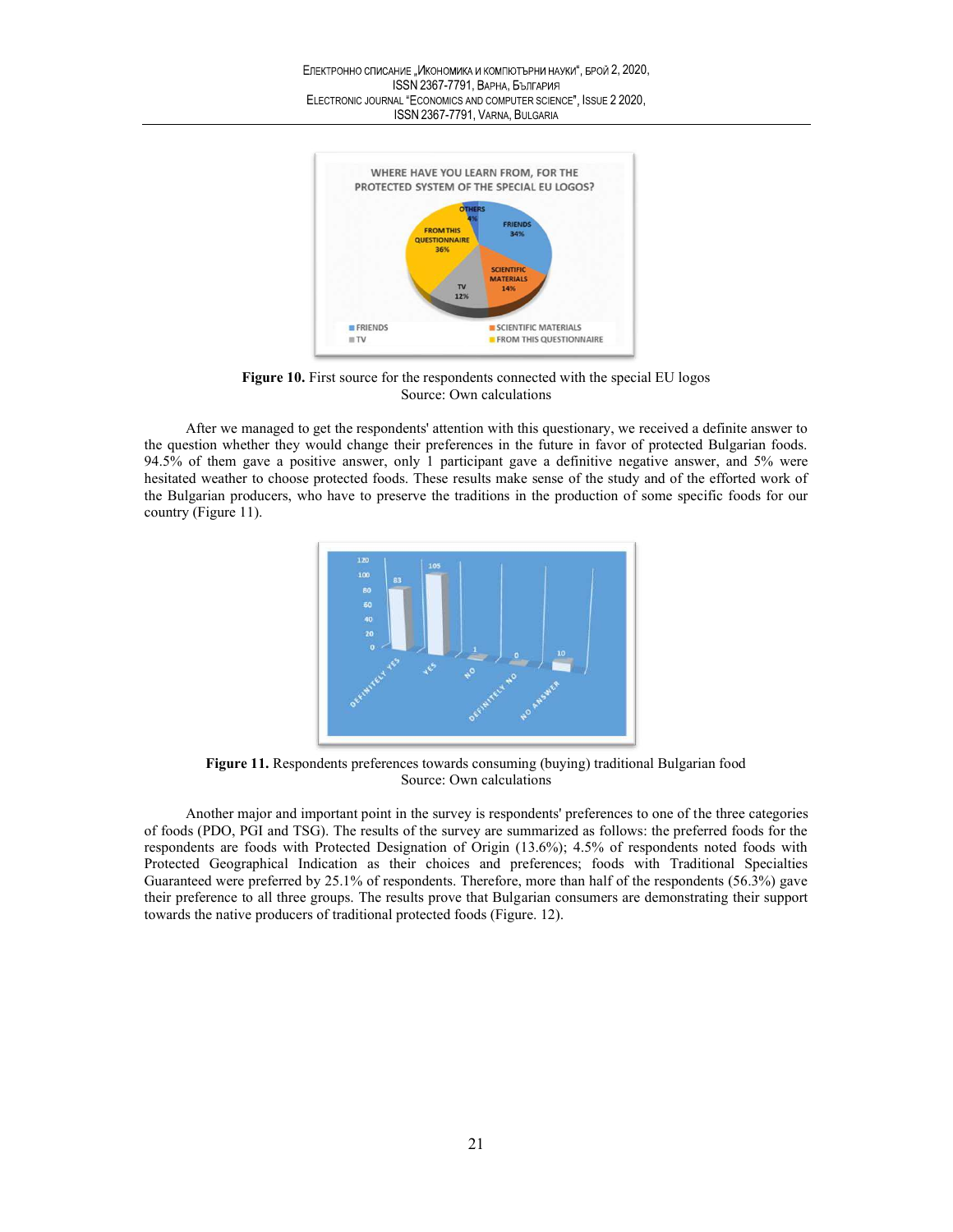**Figure 10.** First source for the respondents connected with the special EU logos
Source: Own calculations

After we managed to get the respondents' attention with this questionary, we received a definite answer to the question whether they would change their preferences in the future in favor of protected Bulgarian foods. 94.5% of them gave a positive answer, only 1 participant gave a definitive negative answer, and 5% were hesitated weather to choose protected foods. These results make sense of the study and of the efforted work of the Bulgarian producers, who have to preserve the traditions in the production of some specific foods for our country (Figure 11).

**Figure 11.** Respondents preferences towards consuming (buying) traditional Bulgarian food
Source: Own calculations

Another major and important point in the survey is respondents' preferences to one of the three categories of foods (PDO, PGI and TSG). The results of the survey are summarized as follows: the preferred foods for the respondents are foods with Protected Designation of Origin (13.6%); 4.5% of respondents noted foods with Protected Geographical Indication as their choices and preferences; foods with Traditional Specialties Guaranteed were preferred by 25.1% of respondents. Therefore, more than half of the respondents (56.3%) gave their preference to all three groups. The results prove that Bulgarian consumers are demonstrating their support towards the native producers of traditional protected foods (Figure. 12).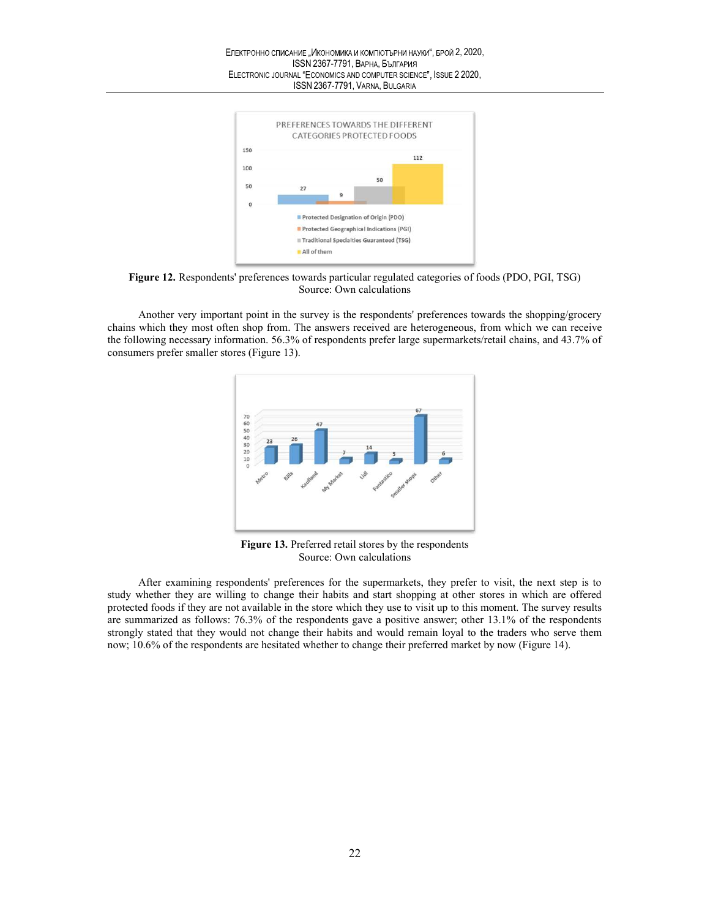**Figure 12.** Respondents' preferences towards particular regulated categories of foods (PDO, PGI, TSG)
Source: Own calculations

Another very important point in the survey is the respondents' preferences towards the shopping/grocery chains which they most often shop from. The answers received are heterogeneous, from which we can receive the following necessary information. 56.3% of respondents prefer large supermarkets/retail chains, and 43.7% of consumers prefer smaller stores (Figure 13).

**Figure 13.** Preferred retail stores by the respondents
Source: Own calculations

After examining respondents' preferences for the supermarkets, they prefer to visit, the next step is to study whether they are willing to change their habits and start shopping at other stores in which are offered protected foods if they are not available in the store which they use to visit up to this moment. The survey results are summarized as follows: 76.3% of the respondents gave a positive answer; other 13.1% of the respondents strongly stated that they would not change their habits and would remain loyal to the traders who serve them now; 10.6% of the respondents are hesitated whether to change their preferred market by now (Figure 14).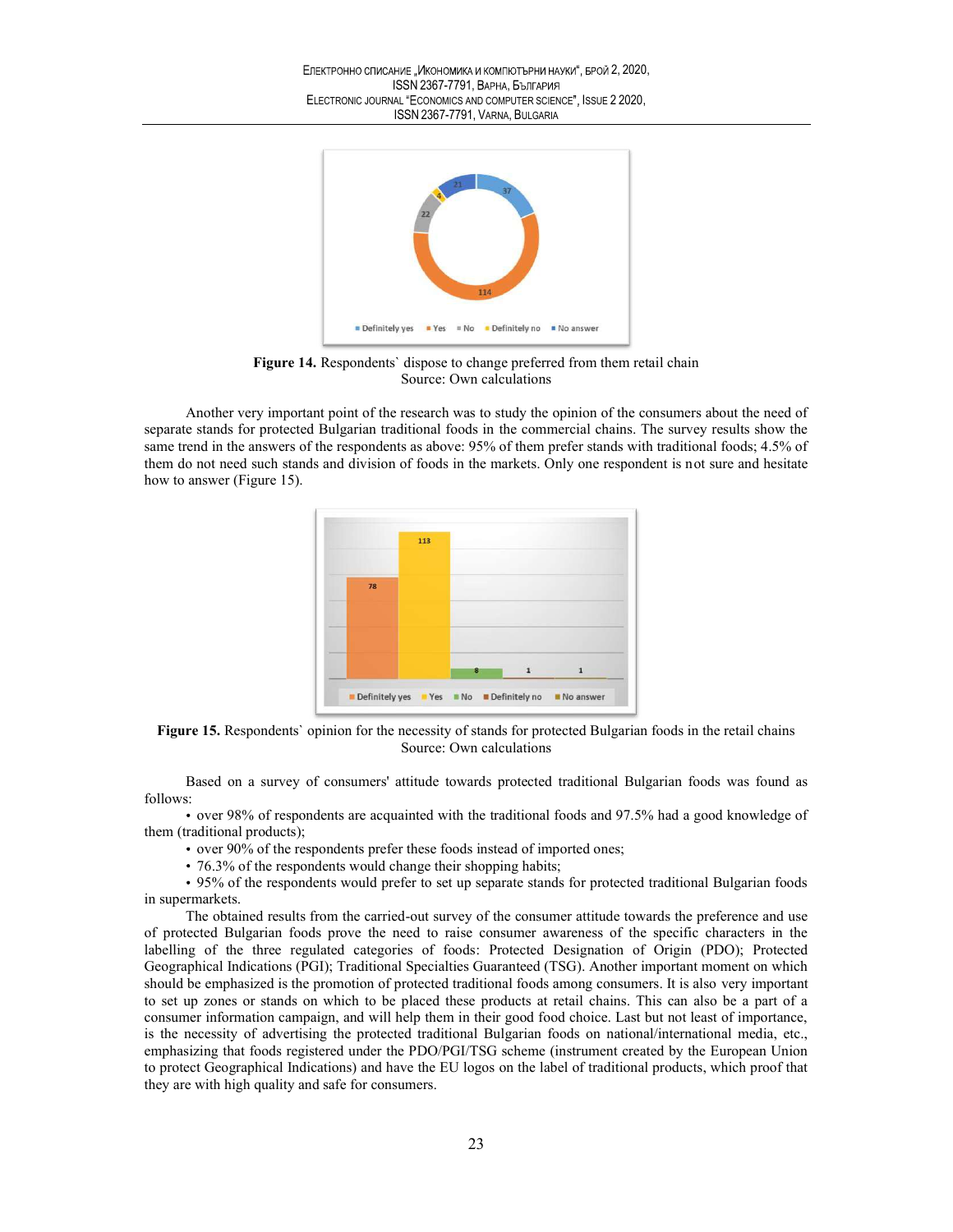**Figure 14.** Respondents` dispose to change preferred from them retail chain
Source: Own calculations

Another very important point of the research was to study the opinion of the consumers about the need of separate stands for protected Bulgarian traditional foods in the commercial chains. The survey results show the same trend in the answers of the respondents as above: 95% of them prefer stands with traditional foods; 4.5% of them do not need such stands and division of foods in the markets. Only one respondent is not sure and hesitate how to answer (Figure 15).

**Figure 15.** Respondents` opinion for the necessity of stands for protected Bulgarian foods in the retail chains
Source: Own calculations

Based on a survey of consumers' attitude towards protected traditional Bulgarian foods was found as follows:

- over 98% of respondents are acquainted with the traditional foods and 97.5% had a good knowledge of them (traditional products);
- over 90% of the respondents prefer these foods instead of imported ones;
- 76.3% of the respondents would change their shopping habits;
- 95% of the respondents would prefer to set up separate stands for protected traditional Bulgarian foods in supermarkets.

The obtained results from the carried-out survey of the consumer attitude towards the preference and use of protected Bulgarian foods prove the need to raise consumer awareness of the specific characters in the labelling of the three regulated categories of foods: Protected Designation of Origin (PDO); Protected Geographical Indications (PGI); Traditional Specialties Guaranteed (TSG). Another important moment on which should be emphasized is the promotion of protected traditional foods among consumers. It is also very important to set up zones or stands on which to be placed these products at retail chains. This can also be a part of a consumer information campaign, and will help them in their good food choice. Last but not least of importance, is the necessity of advertising the protected traditional Bulgarian foods on national/international media, etc., emphasizing that foods registered under the PDO/PGI/TSG scheme (instrument created by the European Union to protect Geographical Indications) and have the EU logos on the label of traditional products, which proof that they are with high quality and safe for consumers.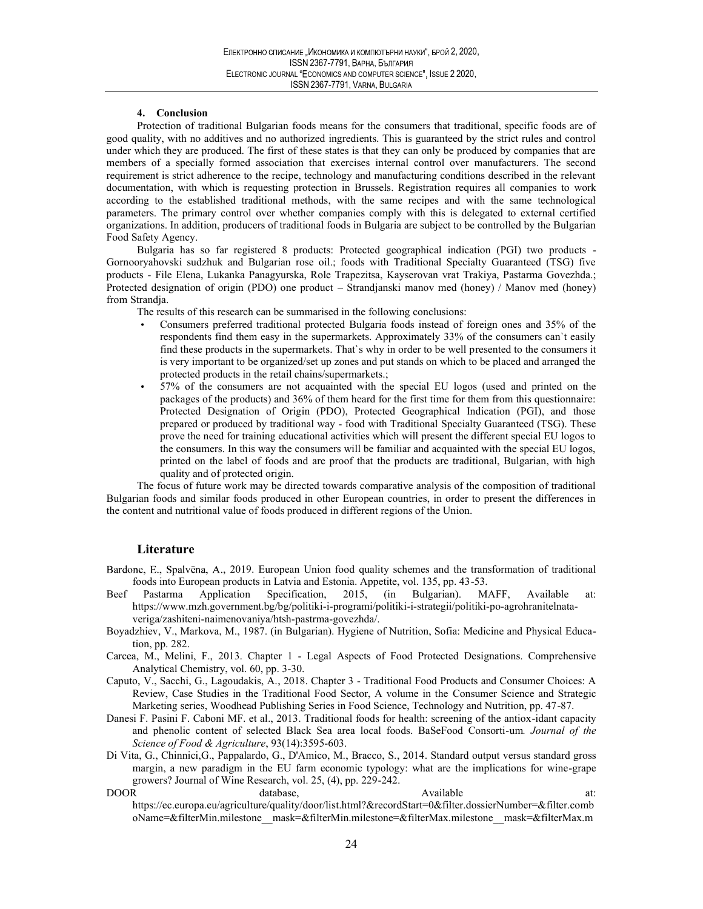#### 4. Conclusion

Protection of traditional Bulgarian foods means for the consumers that traditional, specific foods are of good quality, with no additives and no authorized ingredients. This is guaranteed by the strict rules and control under which they are produced. The first of these states is that they can only be produced by companies that are members of a specially formed association that exercises internal control over manufacturers. The second requirement is strict adherence to the recipe, technology and manufacturing conditions described in the relevant documentation, with which is requesting protection in Brussels. Registration requires all companies to work according to the established traditional methods, with the same recipes and with the same technological parameters. The primary control over whether companies comply with this is delegated to external certified organizations. In addition, producers of traditional foods in Bulgaria are subject to be controlled by the Bulgarian Food Safety Agency.

Bulgaria has so far registered 8 products: Protected geographical indication (PGI) two products - Gornooryahovski sudzhuk and Bulgarian rose oil.; foods with Traditional Specialty Guaranteed (TSG) five products - File Elena, Lukanka Panagyurska, Role Trapezitsa, Kayserovan vrat Trakiya, Pastarma Govezhda.; Protected designation of origin (PDO) one product – Strandjanski manov med (honey) / Manov med (honey) from Strandja.

The results of this research can be summarised in the following conclusions:

- Consumers preferred traditional protected Bulgaria foods instead of foreign ones and 35% of the respondents find them easy in the supermarkets. Approximately 33% of the consumers can`t easily find these products in the supermarkets. That`s why in order to be well presented to the consumers it is very important to be organized/set up zones and put stands on which to be placed and arranged the protected products in the retail chains/supermarkets.;
- 57% of the consumers are not acquainted with the special EU logos (used and printed on the packages of the products) and 36% of them heard for the first time for them from this questionnaire: Protected Designation of Origin (PDO), Protected Geographical Indication (PGI), and those prepared or produced by traditional way - food with Traditional Specialty Guaranteed (TSG). These prove the need for training educational activities which will present the different special EU logos to the consumers. In this way the consumers will be familiar and acquainted with the special EU logos, printed on the label of foods and are proof that the products are traditional, Bulgarian, with high quality and of protected origin.

The focus of future work may be directed towards comparative analysis of the composition of traditional Bulgarian foods and similar foods produced in other European countries, in order to present the differences in the content and nutritional value of foods produced in different regions of the Union.

## Literature

Bardone, E., Spalvēna, A., 2019. European Union food quality schemes and the transformation of traditional foods into European products in Latvia and Estonia. Appetite, vol. 135, pp. 43-53.

Beef Pastarma Application Specification, 2015, (in Bulgarian). MAFF, Available at: https://www.mzh.government.bg/bg/politiki-i-programi/politiki-i-strategii/politiki-po-agrohranitelnata-veriga/zashiteni-naimenovaniya/htsh-pastrma-govezhda/.

Boyadzhiev, V., Markova, M., 1987. (in Bulgarian). Hygiene of Nutrition, Sofia: Medicine and Physical Education, pp. 282.

Carcea, M., Melini, F., 2013. Chapter 1 - Legal Aspects of Food Protected Designations. Comprehensive Analytical Chemistry, vol. 60, pp. 3-30.

Caputo, V., Sacchi, G., Lagoudakis, A., 2018. Chapter 3 - Traditional Food Products and Consumer Choices: A Review, Case Studies in the Traditional Food Sector, A volume in the Consumer Science and Strategic Marketing series, Woodhead Publishing Series in Food Science, Technology and Nutrition, pp. 47-87.

Danesi F. Pasini F. Caboni MF. et al., 2013. Traditional foods for health: screening of the antiox-idant capacity and phenolic content of selected Black Sea area local foods. BaSeFood Consorti-um. *Journal of the Science of Food & Agriculture*, 93(14):3595-603.

Di Vita, G., Chinnici,G., Pappalardo, G., D'Amico, M., Bracco, S., 2014. Standard output versus standard gross margin, a new paradigm in the EU farm economic typology: what are the implications for wine-grape growers? Journal of Wine Research, vol. 25, (4), pp. 229-242.

DOOR database, Available at: https://ec.europa.eu/agriculture/quality/door/list.html?&recordStart=0&filter.dossierNumber=&filter.comboName=&filterMin.milestone__mask=&filterMin.milestone=&filterMax.milestone__mask=&filterMax.m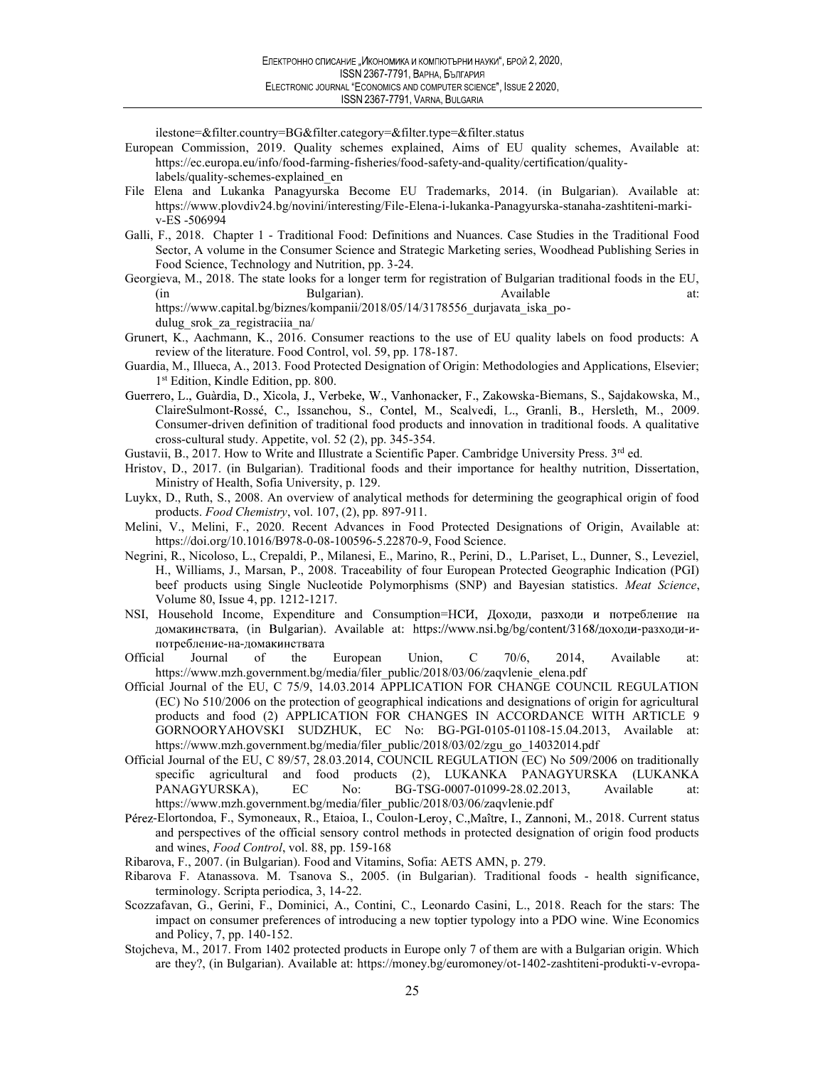ilestone=&filter.country=BG&filter.category=&filter.type=&filter.status

European Commission, 2019. Quality schemes explained, Aims of EU quality schemes, Available at: https://ec.europa.eu/info/food-farming-fisheries/food-safety-and-quality/certification/quality-labels/quality-schemes-explained_en

File Elena and Lukanka Panagyurska Become EU Trademarks, 2014. (in Bulgarian). Available at: https://www.plovdiv24.bg/novini/interesting/File-Elena-i-lukanka-Panagyurska-stanaha-zashtiteni-marki-v-ES -506994

Galli, F., 2018. Chapter 1 - Traditional Food: Definitions and Nuances. Case Studies in the Traditional Food Sector, A volume in the Consumer Science and Strategic Marketing series, Woodhead Publishing Series in Food Science, Technology and Nutrition, pp. 3-24.

Georgieva, M., 2018. The state looks for a longer term for registration of Bulgarian traditional foods in the EU, (in Bulgarian). Available at: https://www.capital.bg/biznes/kompanii/2018/05/14/3178556_durjavata_iska_po-dulug_srok_za_registraciia_na/

Grunert, K., Aachmann, K., 2016. Consumer reactions to the use of EU quality labels on food products: A review of the literature. Food Control, vol. 59, pp. 178-187.

Guardia, M., Illueca, A., 2013. Food Protected Designation of Origin: Methodologies and Applications, Elsevier; 1st Edition, Kindle Edition, pp. 800.

Guerrero, L., Guàrdia, D., Xicola, J., Verbeke, W., Vanhonacker, F., Zakowska-Biemans, S., Sajdakowska, M., ClaireSulmont-Rossé, C., Issanchou, S., Contel, M., Scalvedi, L., Granli, B., Hersleth, M., 2009. Consumer-driven definition of traditional food products and innovation in traditional foods. A qualitative cross-cultural study. Appetite, vol. 52 (2), pp. 345-354.

Gustavii, B., 2017. How to Write and Illustrate a Scientific Paper. Cambridge University Press. 3rd ed.

Hristov, D., 2017. (in Bulgarian). Traditional foods and their importance for healthy nutrition, Dissertation, Ministry of Health, Sofia University, p. 129.

Luykx, D., Ruth, S., 2008. An overview of analytical methods for determining the geographical origin of food products. *Food Chemistry*, vol. 107, (2), pp. 897-911.

Melini, V., Melini, F., 2020. Recent Advances in Food Protected Designations of Origin, Available at: https://doi.org/10.1016/B978-0-08-100596-5.22870-9, Food Science.

Negrini, R., Nicoloso, L., Crepaldi, P., Milanesi, E., Marino, R., Perini, D., L.Pariset, L., Dunner, S., Leveziel, H., Williams, J., Marsan, P., 2008. Traceability of four European Protected Geographic Indication (PGI) beef products using Single Nucleotide Polymorphisms (SNP) and Bayesian statistics. *Meat Science*, Volume 80, Issue 4, pp. 1212-1217.

NSI, Household Income, Expenditure and Consumption=НСИ, Доходи, разходи и потребление на домакинствата, (in Bulgarian). Available at: https://www.nsi.bg/bg/content/3168/доходи-разходи-и-потребление-на-домакинствата

Official Journal of the European Union, C 70/6, 2014, Available at: https://www.mzh.government.bg/media/filer_public/2018/03/06/zaqvlenie_elena.pdf

Official Journal of the EU, C 75/9, 14.03.2014 APPLICATION FOR CHANGE COUNCIL REGULATION (EC) No 510/2006 on the protection of geographical indications and designations of origin for agricultural products and food (2) APPLICATION FOR CHANGES IN ACCORDANCE WITH ARTICLE 9 GORNOORYAHOVSKI SUDZHUK, EC No: BG-PGI-0105-01108-15.04.2013, Available at: https://www.mzh.government.bg/media/filer_public/2018/03/02/zgu_go_14032014.pdf

Official Journal of the EU, C 89/57, 28.03.2014, COUNCIL REGULATION (EC) No 509/2006 on traditionally specific agricultural and food products (2), LUKANKA PANAGYURSKA (LUKANKA PANAGYURSKA), EC No: BG-TSG-0007-01099-28.02.2013, Available at: https://www.mzh.government.bg/media/filer_public/2018/03/06/zaqvlenie.pdf

Pérez-Elortondoa, F., Symoneaux, R., Etaioa, I., Coulon-Leroy, C.,Maître, I., Zannoni, M., 2018. Current status and perspectives of the official sensory control methods in protected designation of origin food products and wines, *Food Control*, vol. 88, pp. 159-168

Ribarova, F., 2007. (in Bulgarian). Food and Vitamins, Sofia: AETS AMN, p. 279.

Ribarova F. Atanassova. M. Tsanova S., 2005. (in Bulgarian). Traditional foods - health significance, terminology. Scripta periodica, 3, 14-22.

Scozzafavan, G., Gerini, F., Dominici, A., Contini, C., Leonardo Casini, L., 2018. Reach for the stars: The impact on consumer preferences of introducing a new toptier typology into a PDO wine. Wine Economics and Policy, 7, pp. 140-152.

Stojcheva, M., 2017. From 1402 protected products in Europe only 7 of them are with a Bulgarian origin. Which are they?, (in Bulgarian). Available at: https://money.bg/euromoney/ot-1402-zashtiteni-produkti-v-evropa-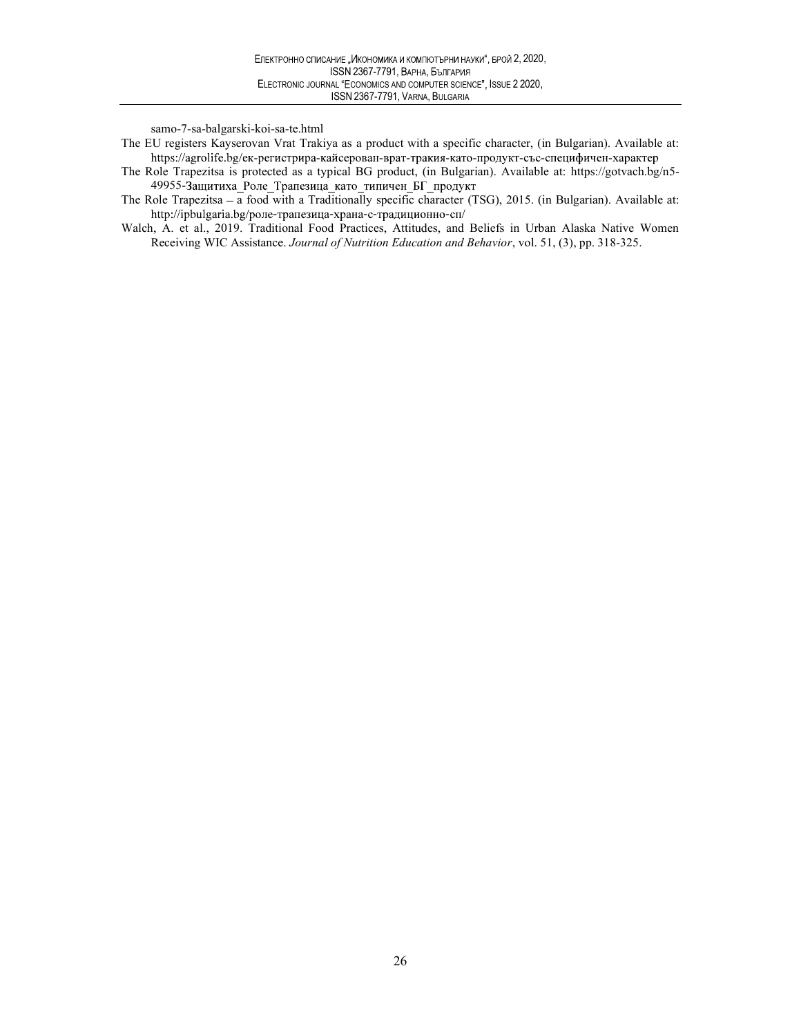samo-7-sa-balgarski-koi-sa-te.html

The EU registers Kayserovan Vrat Trakiya as a product with a specific character, (in Bulgarian). Available at: https://agrolife.bg/ек-регистрира-кайсерован-врат-тракия-като-продукт-със-специфичен-характер

The Role Trapezitsa is protected as a typical BG product, (in Bulgarian). Available at: https://gotvach.bg/n5-49955-Защитиха_Роле_Трапезица_като_типичен_БГ_продукт

The Role Trapezitsa – a food with a Traditionally specific character (TSG), 2015. (in Bulgarian). Available at: http://ipbulgaria.bg/роле-трапезица-храна-с-традиционно-сп/

Walch, A. et al., 2019. Traditional Food Practices, Attitudes, and Beliefs in Urban Alaska Native Women Receiving WIC Assistance. *Journal of Nutrition Education and Behavior*, vol. 51, (3), pp. 318-325.